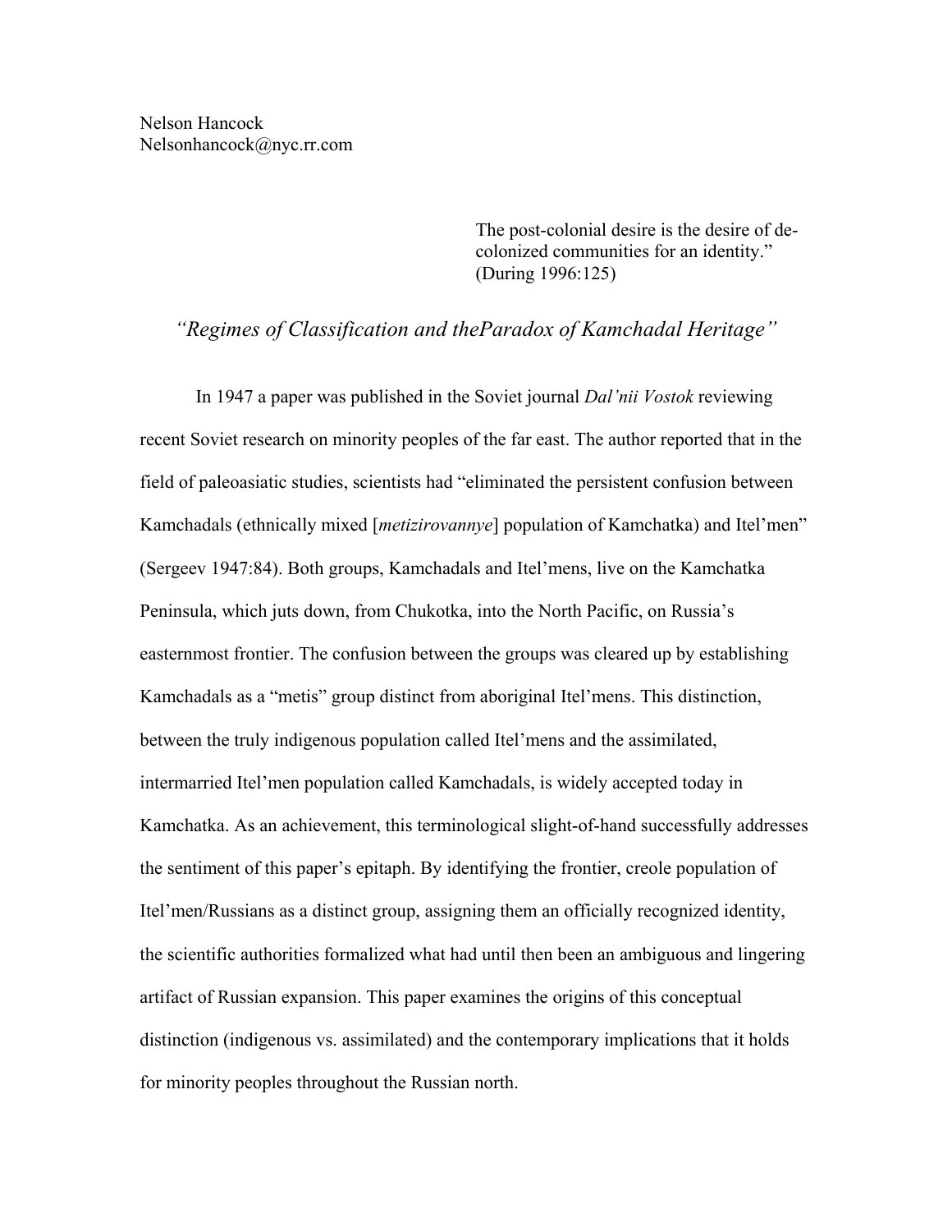Nelson Hancock
Nelsonhancock@nyc.rr.com

> The post-colonial desire is the desire of de-colonized communities for an identity." (During 1996:125)

## *"Regimes of Classification and theParadox of Kamchadal Heritage"*

In 1947 a paper was published in the Soviet journal *Dal'nii Vostok* reviewing recent Soviet research on minority peoples of the far east. The author reported that in the field of paleoasiatic studies, scientists had "eliminated the persistent confusion between Kamchadals (ethnically mixed [*metizirovannye*] population of Kamchatka) and Itel'men" (Sergeev 1947:84). Both groups, Kamchadals and Itel'mens, live on the Kamchatka Peninsula, which juts down, from Chukotka, into the North Pacific, on Russia's easternmost frontier. The confusion between the groups was cleared up by establishing Kamchadals as a "metis" group distinct from aboriginal Itel'mens. This distinction, between the truly indigenous population called Itel'mens and the assimilated, intermarried Itel'men population called Kamchadals, is widely accepted today in Kamchatka. As an achievement, this terminological slight-of-hand successfully addresses the sentiment of this paper's epitaph. By identifying the frontier, creole population of Itel'men/Russians as a distinct group, assigning them an officially recognized identity, the scientific authorities formalized what had until then been an ambiguous and lingering artifact of Russian expansion. This paper examines the origins of this conceptual distinction (indigenous vs. assimilated) and the contemporary implications that it holds for minority peoples throughout the Russian north.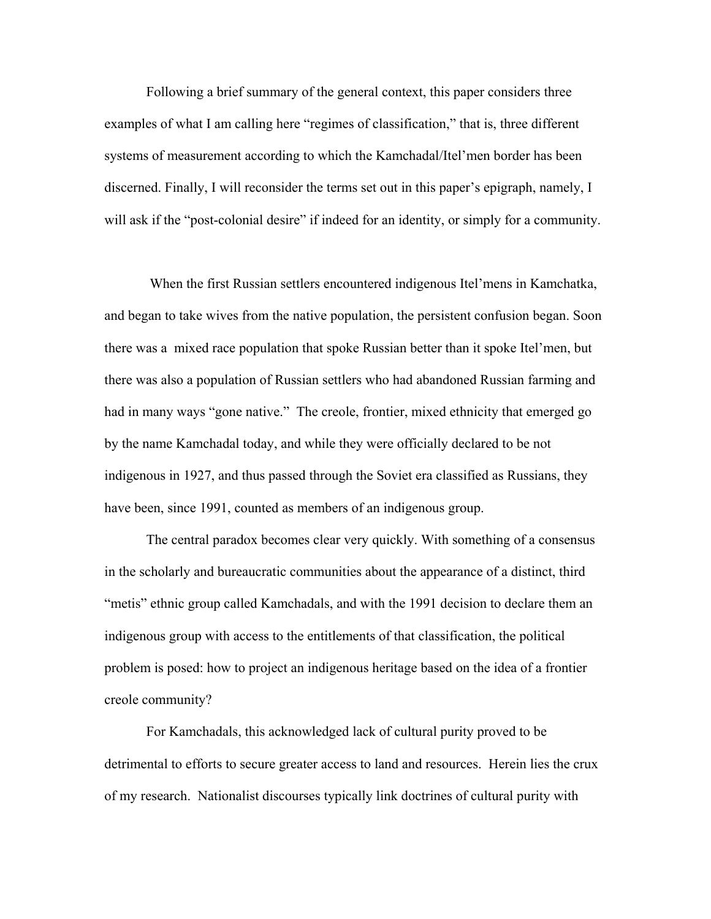Following a brief summary of the general context, this paper considers three examples of what I am calling here "regimes of classification," that is, three different systems of measurement according to which the Kamchadal/Itel'men border has been discerned. Finally, I will reconsider the terms set out in this paper's epigraph, namely, I will ask if the "post-colonial desire" if indeed for an identity, or simply for a community.

When the first Russian settlers encountered indigenous Itel'mens in Kamchatka, and began to take wives from the native population, the persistent confusion began. Soon there was a mixed race population that spoke Russian better than it spoke Itel'men, but there was also a population of Russian settlers who had abandoned Russian farming and had in many ways "gone native." The creole, frontier, mixed ethnicity that emerged go by the name Kamchadal today, and while they were officially declared to be not indigenous in 1927, and thus passed through the Soviet era classified as Russians, they have been, since 1991, counted as members of an indigenous group.

The central paradox becomes clear very quickly. With something of a consensus in the scholarly and bureaucratic communities about the appearance of a distinct, third "metis" ethnic group called Kamchadals, and with the 1991 decision to declare them an indigenous group with access to the entitlements of that classification, the political problem is posed: how to project an indigenous heritage based on the idea of a frontier creole community?

For Kamchadals, this acknowledged lack of cultural purity proved to be detrimental to efforts to secure greater access to land and resources. Herein lies the crux of my research. Nationalist discourses typically link doctrines of cultural purity with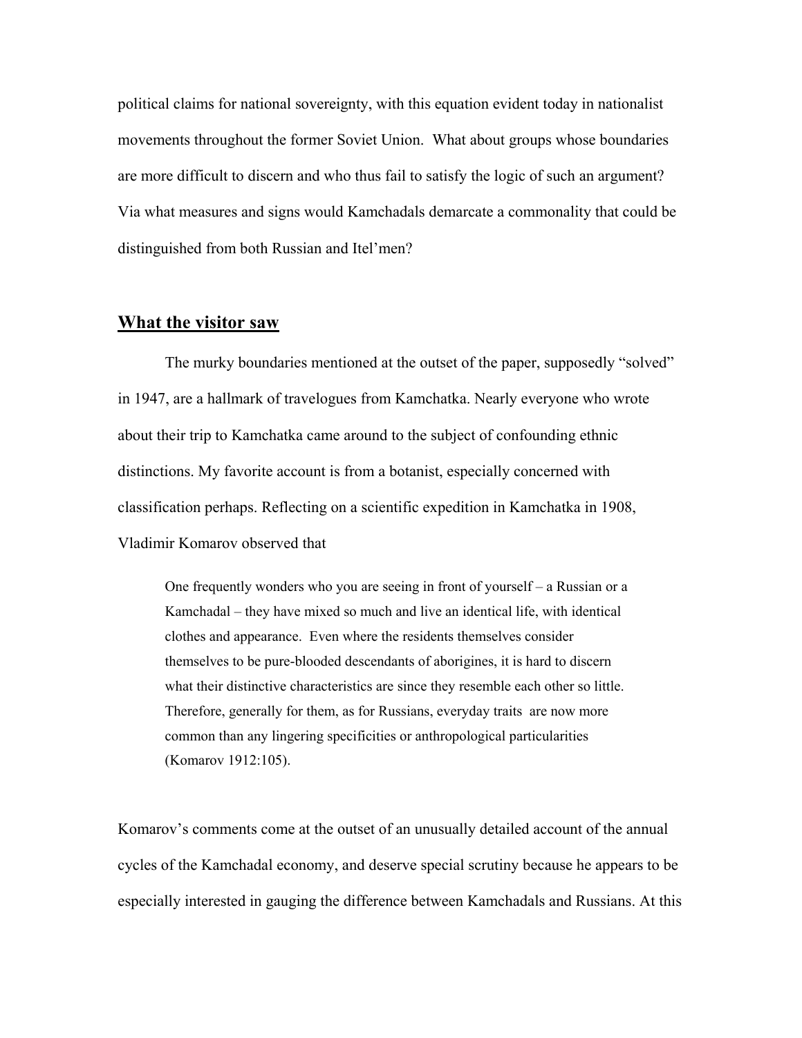political claims for national sovereignty, with this equation evident today in nationalist movements throughout the former Soviet Union. What about groups whose boundaries are more difficult to discern and who thus fail to satisfy the logic of such an argument? Via what measures and signs would Kamchadals demarcate a commonality that could be distinguished from both Russian and Itel'men?

## What the visitor saw

The murky boundaries mentioned at the outset of the paper, supposedly "solved" in 1947, are a hallmark of travelogues from Kamchatka. Nearly everyone who wrote about their trip to Kamchatka came around to the subject of confounding ethnic distinctions. My favorite account is from a botanist, especially concerned with classification perhaps. Reflecting on a scientific expedition in Kamchatka in 1908, Vladimir Komarov observed that

> One frequently wonders who you are seeing in front of yourself – a Russian or a Kamchadal – they have mixed so much and live an identical life, with identical clothes and appearance. Even where the residents themselves consider themselves to be pure-blooded descendants of aborigines, it is hard to discern what their distinctive characteristics are since they resemble each other so little. Therefore, generally for them, as for Russians, everyday traits are now more common than any lingering specificities or anthropological particularities (Komarov 1912:105).

Komarov's comments come at the outset of an unusually detailed account of the annual cycles of the Kamchadal economy, and deserve special scrutiny because he appears to be especially interested in gauging the difference between Kamchadals and Russians. At this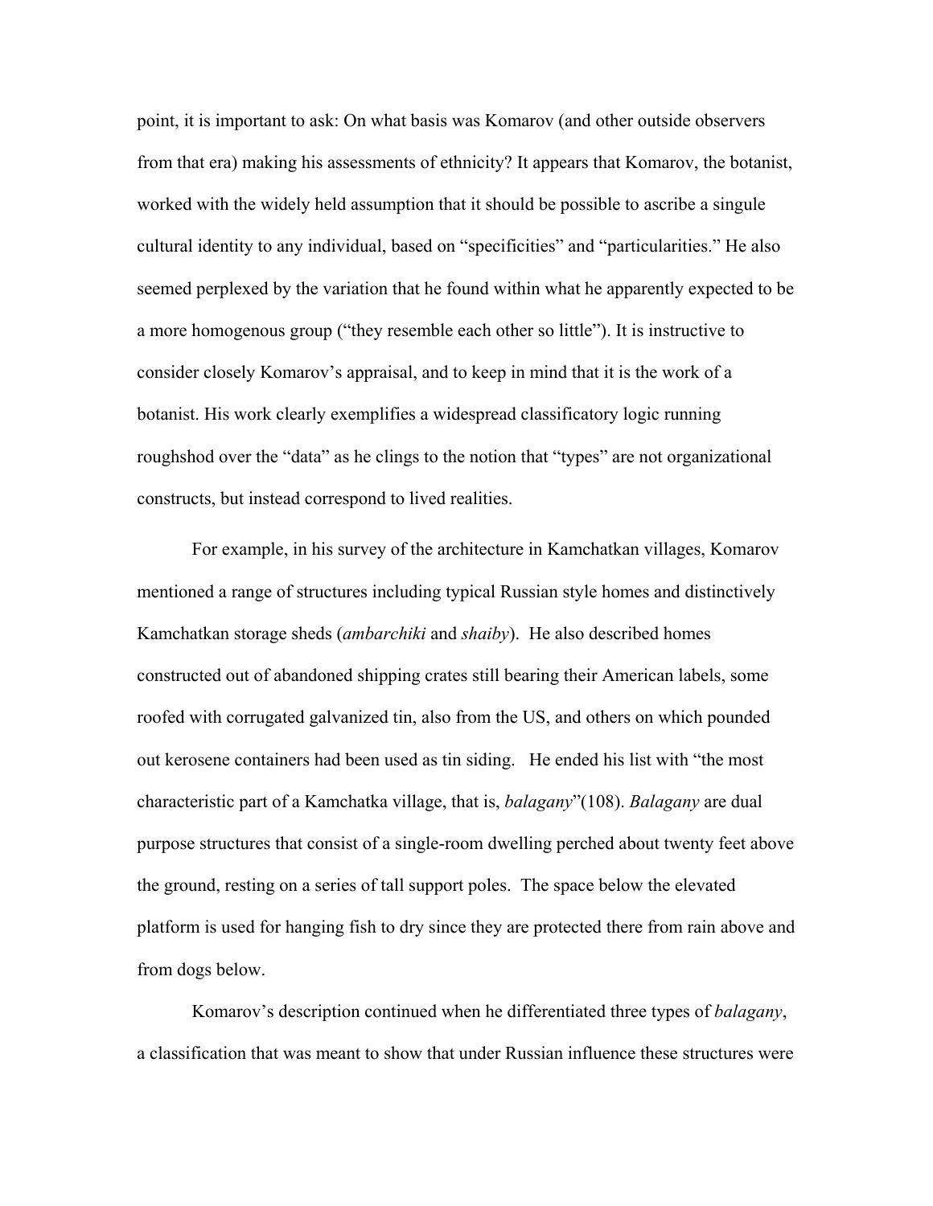point, it is important to ask: On what basis was Komarov (and other outside observers from that era) making his assessments of ethnicity? It appears that Komarov, the botanist, worked with the widely held assumption that it should be possible to ascribe a singule cultural identity to any individual, based on "specificities" and "particularities." He also seemed perplexed by the variation that he found within what he apparently expected to be a more homogenous group ("they resemble each other so little"). It is instructive to consider closely Komarov's appraisal, and to keep in mind that it is the work of a botanist. His work clearly exemplifies a widespread classificatory logic running roughshod over the "data" as he clings to the notion that "types" are not organizational constructs, but instead correspond to lived realities.

For example, in his survey of the architecture in Kamchatkan villages, Komarov mentioned a range of structures including typical Russian style homes and distinctively Kamchatkan storage sheds (*ambarchiki* and *shaiby*). He also described homes constructed out of abandoned shipping crates still bearing their American labels, some roofed with corrugated galvanized tin, also from the US, and others on which pounded out kerosene containers had been used as tin siding. He ended his list with "the most characteristic part of a Kamchatka village, that is, *balagany*"(108). *Balagany* are dual purpose structures that consist of a single-room dwelling perched about twenty feet above the ground, resting on a series of tall support poles. The space below the elevated platform is used for hanging fish to dry since they are protected there from rain above and from dogs below.

Komarov's description continued when he differentiated three types of *balagany*, a classification that was meant to show that under Russian influence these structures were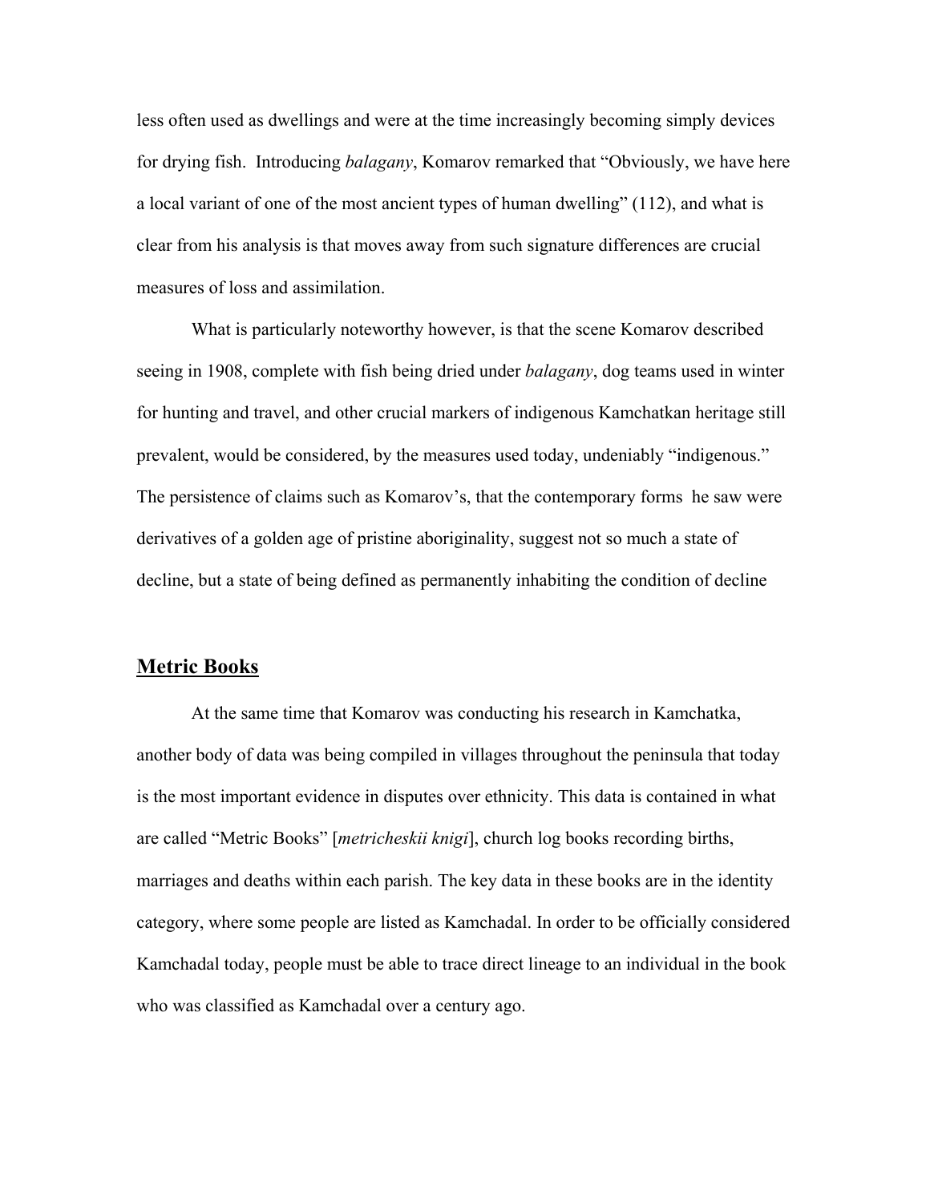less often used as dwellings and were at the time increasingly becoming simply devices for drying fish. Introducing *balagany*, Komarov remarked that "Obviously, we have here a local variant of one of the most ancient types of human dwelling" (112), and what is clear from his analysis is that moves away from such signature differences are crucial measures of loss and assimilation.

What is particularly noteworthy however, is that the scene Komarov described seeing in 1908, complete with fish being dried under *balagany*, dog teams used in winter for hunting and travel, and other crucial markers of indigenous Kamchatkan heritage still prevalent, would be considered, by the measures used today, undeniably "indigenous." The persistence of claims such as Komarov's, that the contemporary forms he saw were derivatives of a golden age of pristine aboriginality, suggest not so much a state of decline, but a state of being defined as permanently inhabiting the condition of decline

## Metric Books

At the same time that Komarov was conducting his research in Kamchatka, another body of data was being compiled in villages throughout the peninsula that today is the most important evidence in disputes over ethnicity. This data is contained in what are called "Metric Books" [*metricheskii knigi*], church log books recording births, marriages and deaths within each parish. The key data in these books are in the identity category, where some people are listed as Kamchadal. In order to be officially considered Kamchadal today, people must be able to trace direct lineage to an individual in the book who was classified as Kamchadal over a century ago.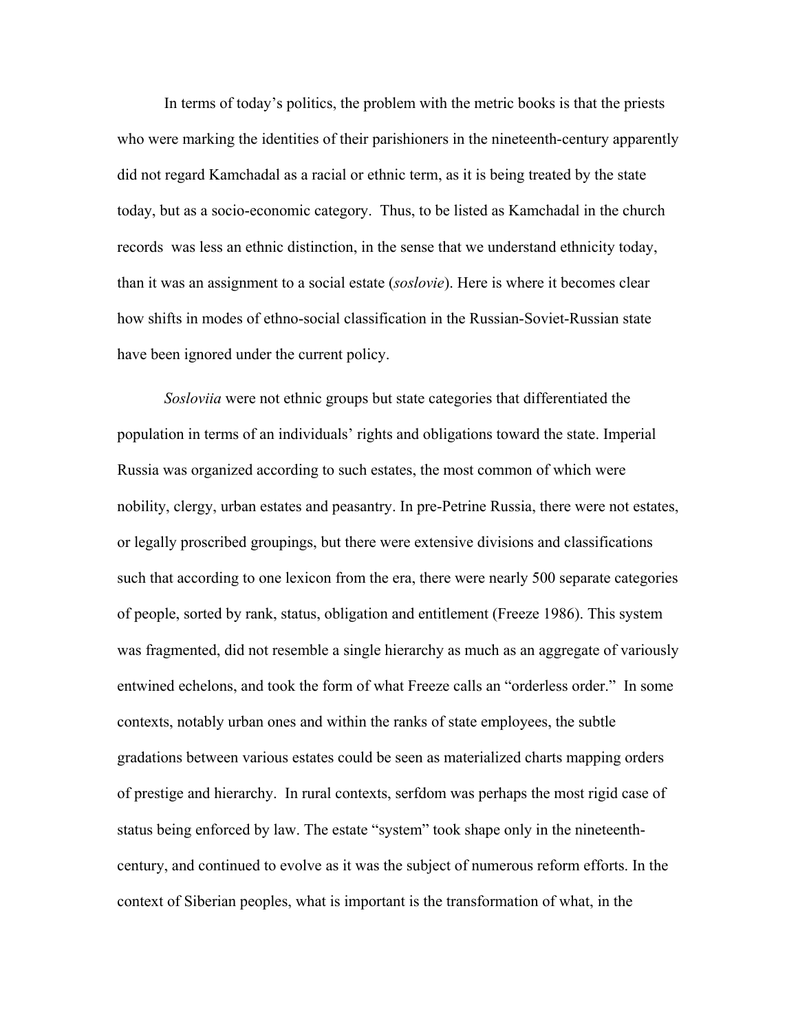In terms of today's politics, the problem with the metric books is that the priests who were marking the identities of their parishioners in the nineteenth-century apparently did not regard Kamchadal as a racial or ethnic term, as it is being treated by the state today, but as a socio-economic category. Thus, to be listed as Kamchadal in the church records was less an ethnic distinction, in the sense that we understand ethnicity today, than it was an assignment to a social estate (*soslovie*). Here is where it becomes clear how shifts in modes of ethno-social classification in the Russian-Soviet-Russian state have been ignored under the current policy.

*Sosloviia* were not ethnic groups but state categories that differentiated the population in terms of an individuals' rights and obligations toward the state. Imperial Russia was organized according to such estates, the most common of which were nobility, clergy, urban estates and peasantry. In pre-Petrine Russia, there were not estates, or legally proscribed groupings, but there were extensive divisions and classifications such that according to one lexicon from the era, there were nearly 500 separate categories of people, sorted by rank, status, obligation and entitlement (Freeze 1986). This system was fragmented, did not resemble a single hierarchy as much as an aggregate of variously entwined echelons, and took the form of what Freeze calls an "orderless order." In some contexts, notably urban ones and within the ranks of state employees, the subtle gradations between various estates could be seen as materialized charts mapping orders of prestige and hierarchy. In rural contexts, serfdom was perhaps the most rigid case of status being enforced by law. The estate "system" took shape only in the nineteenth-century, and continued to evolve as it was the subject of numerous reform efforts. In the context of Siberian peoples, what is important is the transformation of what, in the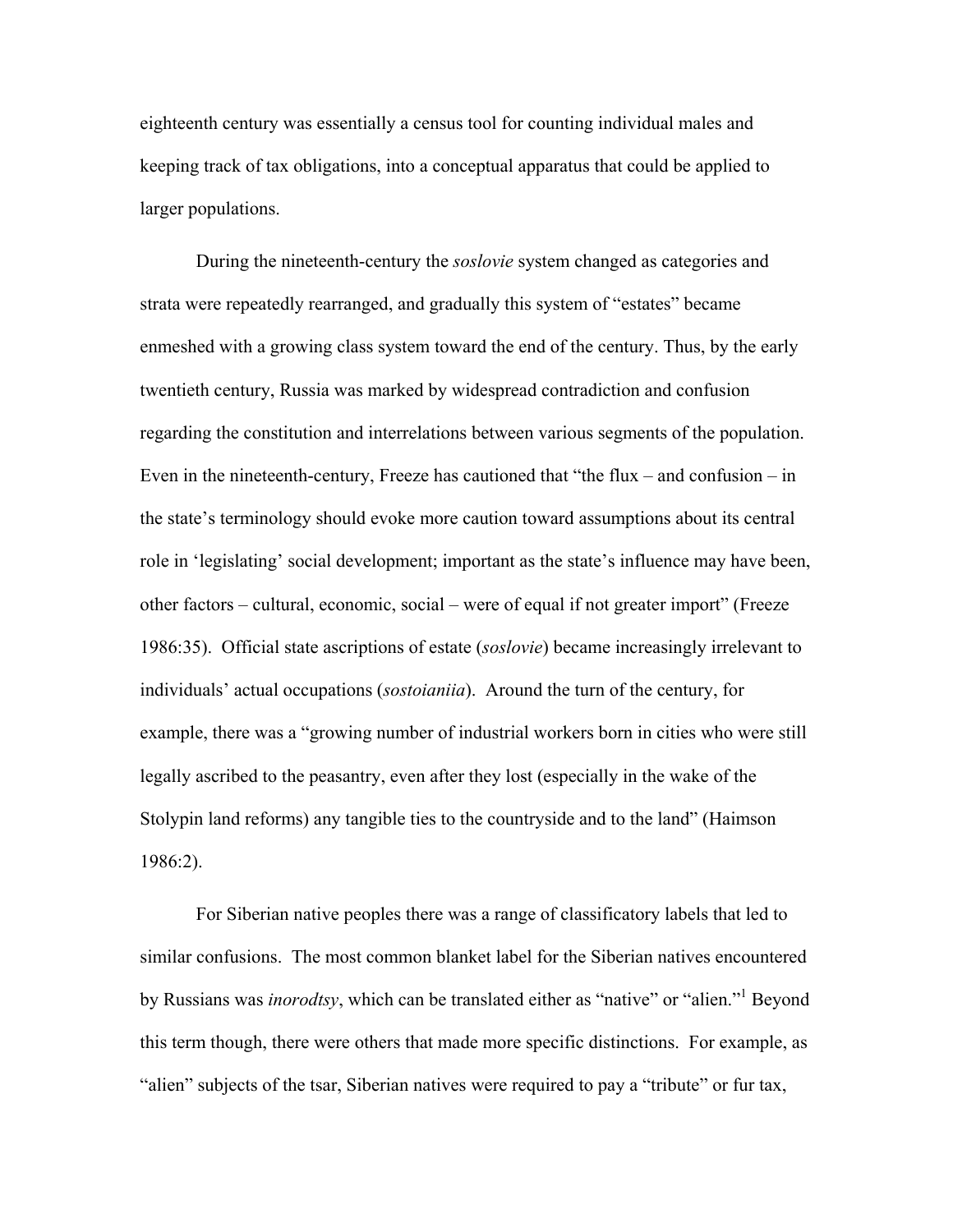eighteenth century was essentially a census tool for counting individual males and keeping track of tax obligations, into a conceptual apparatus that could be applied to larger populations.

During the nineteenth-century the *soslovie* system changed as categories and strata were repeatedly rearranged, and gradually this system of "estates" became enmeshed with a growing class system toward the end of the century. Thus, by the early twentieth century, Russia was marked by widespread contradiction and confusion regarding the constitution and interrelations between various segments of the population. Even in the nineteenth-century, Freeze has cautioned that "the flux – and confusion – in the state's terminology should evoke more caution toward assumptions about its central role in 'legislating' social development; important as the state's influence may have been, other factors – cultural, economic, social – were of equal if not greater import" (Freeze 1986:35). Official state ascriptions of estate (*soslovie*) became increasingly irrelevant to individuals' actual occupations (*sostoianiia*). Around the turn of the century, for example, there was a "growing number of industrial workers born in cities who were still legally ascribed to the peasantry, even after they lost (especially in the wake of the Stolypin land reforms) any tangible ties to the countryside and to the land" (Haimson 1986:2).

For Siberian native peoples there was a range of classificatory labels that led to similar confusions. The most common blanket label for the Siberian natives encountered by Russians was *inorodtsy*, which can be translated either as "native" or "alien."[1] Beyond this term though, there were others that made more specific distinctions. For example, as "alien" subjects of the tsar, Siberian natives were required to pay a "tribute" or fur tax,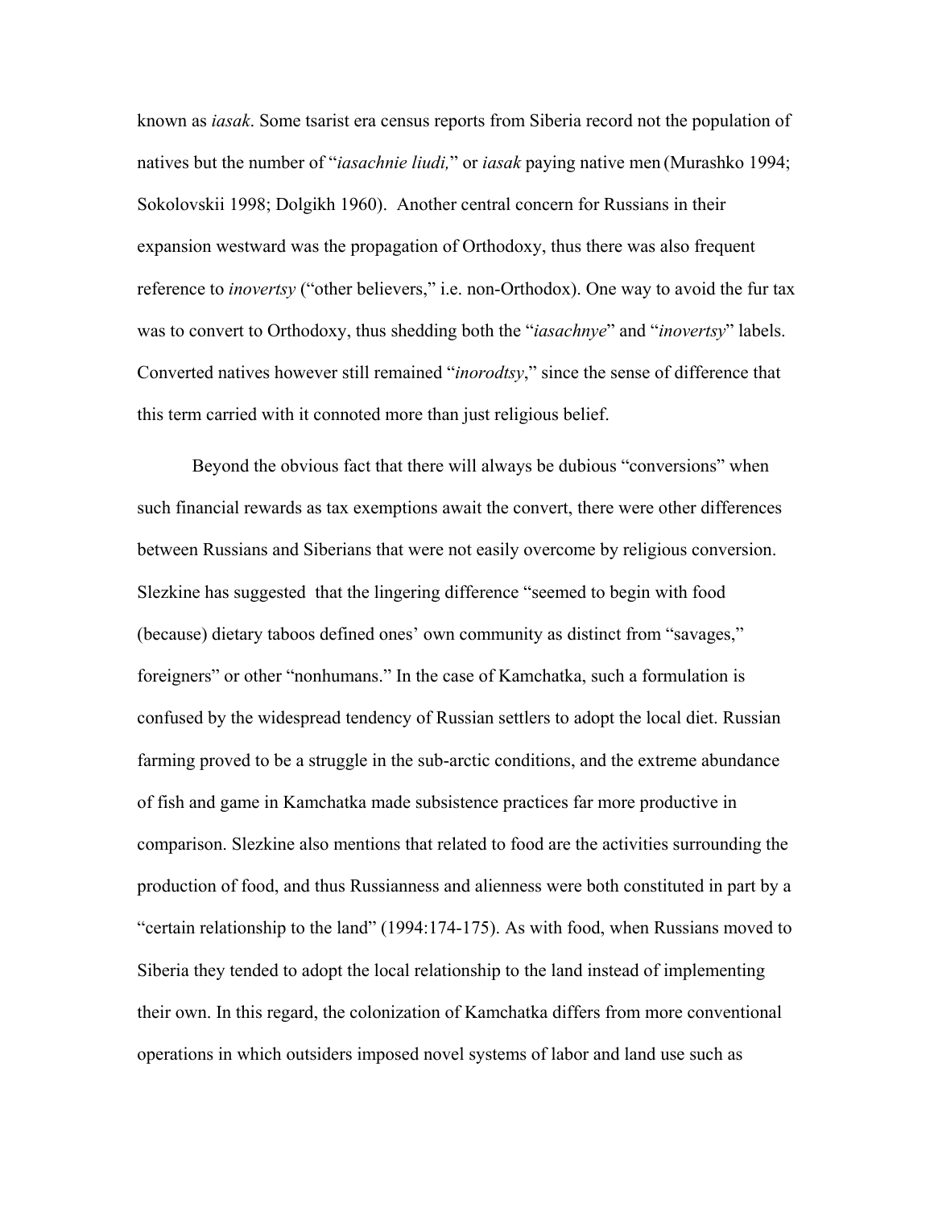known as *iasak*. Some tsarist era census reports from Siberia record not the population of natives but the number of "*iasachnie liudi,*" or *iasak* paying native men (Murashko 1994; Sokolovskii 1998; Dolgikh 1960). Another central concern for Russians in their expansion westward was the propagation of Orthodoxy, thus there was also frequent reference to *inovertsy* ("other believers," i.e. non-Orthodox). One way to avoid the fur tax was to convert to Orthodoxy, thus shedding both the "*iasachnye*" and "*inovertsy*" labels. Converted natives however still remained "*inorodtsy*," since the sense of difference that this term carried with it connoted more than just religious belief.

Beyond the obvious fact that there will always be dubious "conversions" when such financial rewards as tax exemptions await the convert, there were other differences between Russians and Siberians that were not easily overcome by religious conversion. Slezkine has suggested that the lingering difference "seemed to begin with food (because) dietary taboos defined ones' own community as distinct from "savages," foreigners" or other "nonhumans." In the case of Kamchatka, such a formulation is confused by the widespread tendency of Russian settlers to adopt the local diet. Russian farming proved to be a struggle in the sub-arctic conditions, and the extreme abundance of fish and game in Kamchatka made subsistence practices far more productive in comparison. Slezkine also mentions that related to food are the activities surrounding the production of food, and thus Russianness and alienness were both constituted in part by a "certain relationship to the land" (1994:174-175). As with food, when Russians moved to Siberia they tended to adopt the local relationship to the land instead of implementing their own. In this regard, the colonization of Kamchatka differs from more conventional operations in which outsiders imposed novel systems of labor and land use such as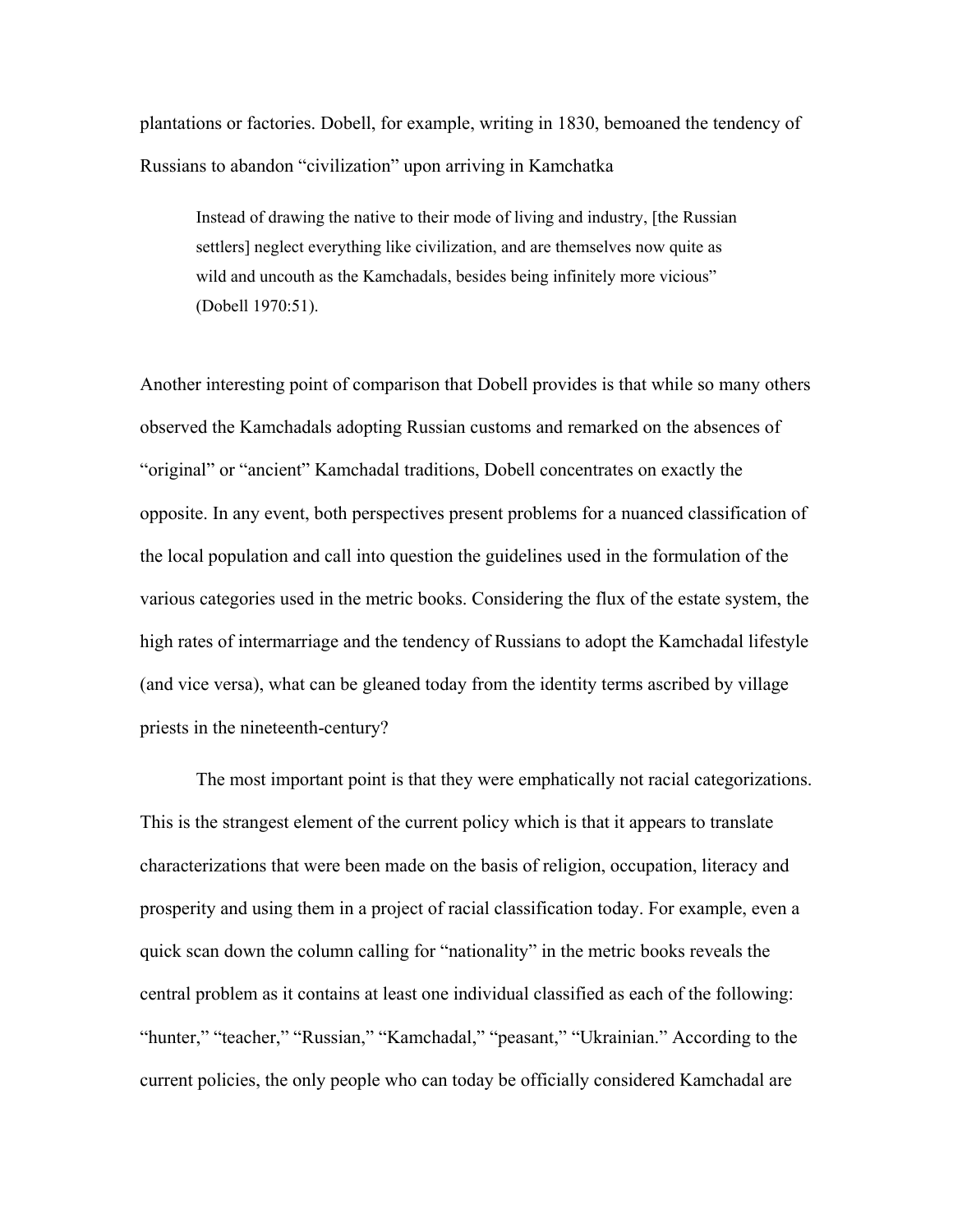plantations or factories. Dobell, for example, writing in 1830, bemoaned the tendency of Russians to abandon "civilization" upon arriving in Kamchatka

> Instead of drawing the native to their mode of living and industry, [the Russian settlers] neglect everything like civilization, and are themselves now quite as wild and uncouth as the Kamchadals, besides being infinitely more vicious" (Dobell 1970:51).

Another interesting point of comparison that Dobell provides is that while so many others observed the Kamchadals adopting Russian customs and remarked on the absences of "original" or "ancient" Kamchadal traditions, Dobell concentrates on exactly the opposite. In any event, both perspectives present problems for a nuanced classification of the local population and call into question the guidelines used in the formulation of the various categories used in the metric books. Considering the flux of the estate system, the high rates of intermarriage and the tendency of Russians to adopt the Kamchadal lifestyle (and vice versa), what can be gleaned today from the identity terms ascribed by village priests in the nineteenth-century?

The most important point is that they were emphatically not racial categorizations. This is the strangest element of the current policy which is that it appears to translate characterizations that were been made on the basis of religion, occupation, literacy and prosperity and using them in a project of racial classification today. For example, even a quick scan down the column calling for "nationality" in the metric books reveals the central problem as it contains at least one individual classified as each of the following: "hunter," "teacher," "Russian," "Kamchadal," "peasant," "Ukrainian." According to the current policies, the only people who can today be officially considered Kamchadal are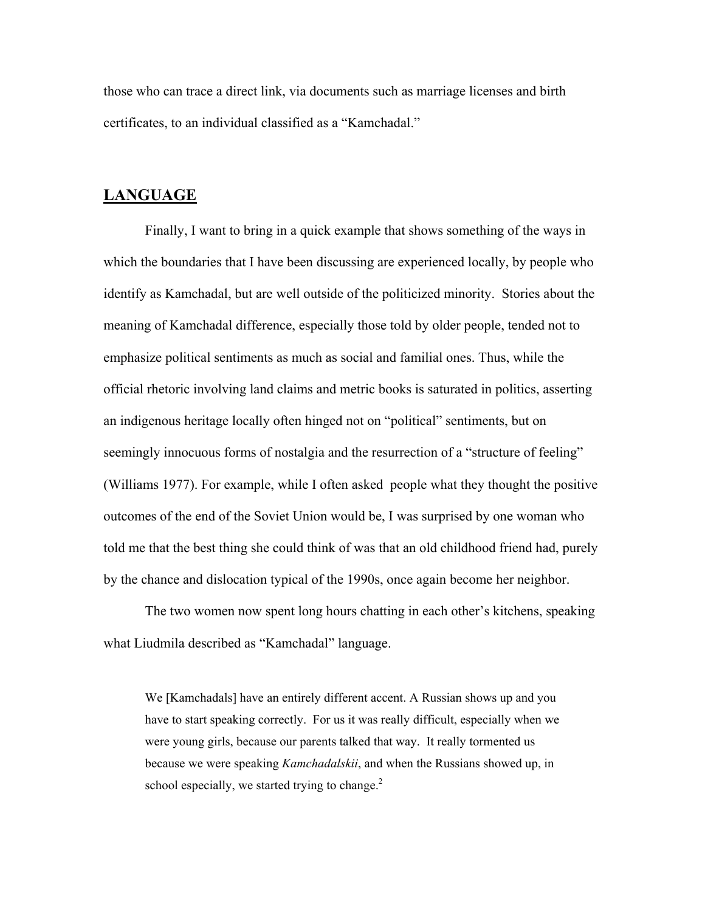those who can trace a direct link, via documents such as marriage licenses and birth certificates, to an individual classified as a "Kamchadal."

## LANGUAGE

Finally, I want to bring in a quick example that shows something of the ways in which the boundaries that I have been discussing are experienced locally, by people who identify as Kamchadal, but are well outside of the politicized minority. Stories about the meaning of Kamchadal difference, especially those told by older people, tended not to emphasize political sentiments as much as social and familial ones. Thus, while the official rhetoric involving land claims and metric books is saturated in politics, asserting an indigenous heritage locally often hinged not on "political" sentiments, but on seemingly innocuous forms of nostalgia and the resurrection of a "structure of feeling" (Williams 1977). For example, while I often asked people what they thought the positive outcomes of the end of the Soviet Union would be, I was surprised by one woman who told me that the best thing she could think of was that an old childhood friend had, purely by the chance and dislocation typical of the 1990s, once again become her neighbor.

The two women now spent long hours chatting in each other's kitchens, speaking what Liudmila described as "Kamchadal" language.

> We [Kamchadals] have an entirely different accent. A Russian shows up and you have to start speaking correctly. For us it was really difficult, especially when we were young girls, because our parents talked that way. It really tormented us because we were speaking *Kamchadalskii*, and when the Russians showed up, in school especially, we started trying to change.[2]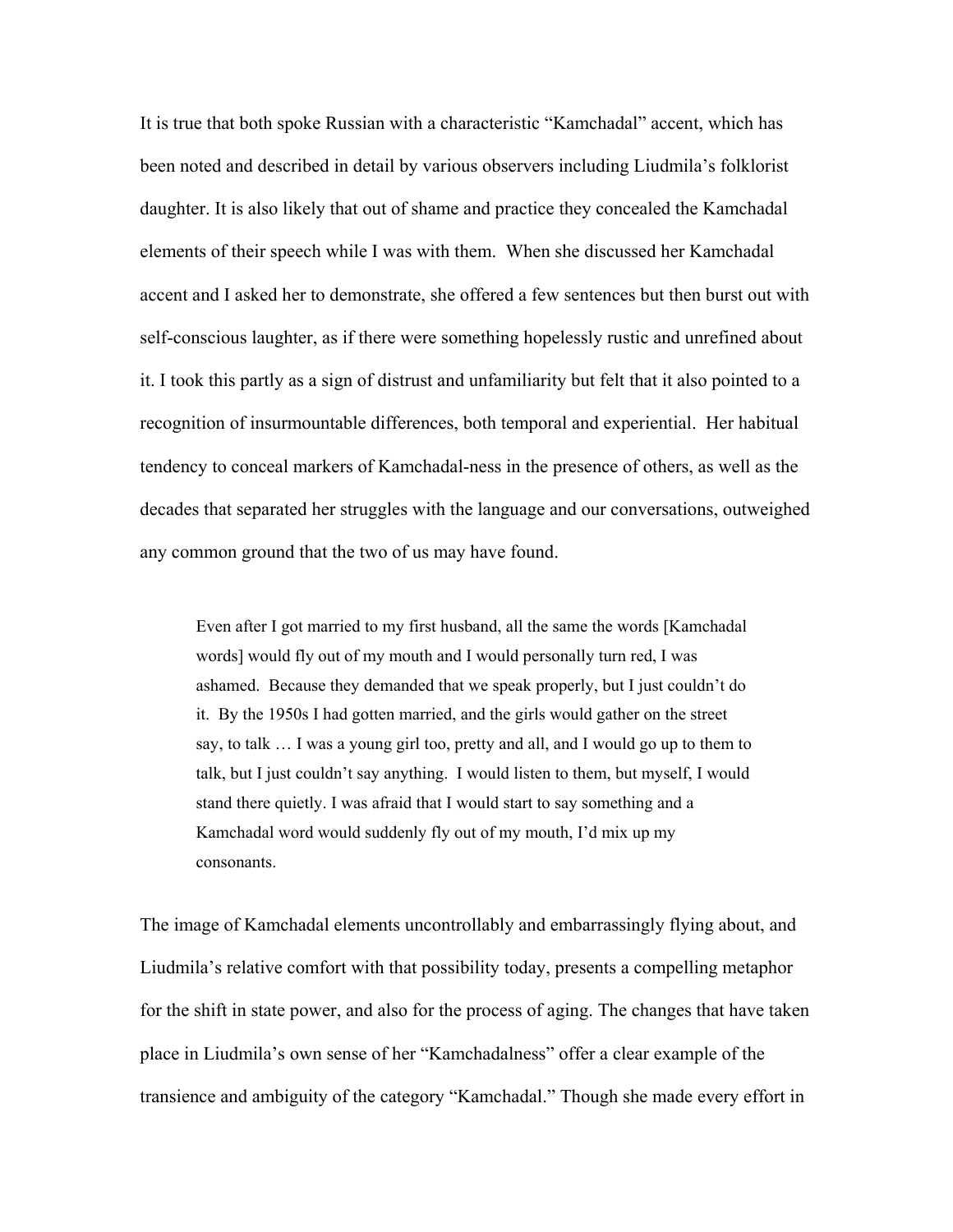It is true that both spoke Russian with a characteristic "Kamchadal" accent, which has been noted and described in detail by various observers including Liudmila's folklorist daughter. It is also likely that out of shame and practice they concealed the Kamchadal elements of their speech while I was with them. When she discussed her Kamchadal accent and I asked her to demonstrate, she offered a few sentences but then burst out with self-conscious laughter, as if there were something hopelessly rustic and unrefined about it. I took this partly as a sign of distrust and unfamiliarity but felt that it also pointed to a recognition of insurmountable differences, both temporal and experiential. Her habitual tendency to conceal markers of Kamchadal-ness in the presence of others, as well as the decades that separated her struggles with the language and our conversations, outweighed any common ground that the two of us may have found.

> Even after I got married to my first husband, all the same the words [Kamchadal words] would fly out of my mouth and I would personally turn red, I was ashamed. Because they demanded that we speak properly, but I just couldn't do it. By the 1950s I had gotten married, and the girls would gather on the street say, to talk … I was a young girl too, pretty and all, and I would go up to them to talk, but I just couldn't say anything. I would listen to them, but myself, I would stand there quietly. I was afraid that I would start to say something and a Kamchadal word would suddenly fly out of my mouth, I'd mix up my consonants.

The image of Kamchadal elements uncontrollably and embarrassingly flying about, and Liudmila's relative comfort with that possibility today, presents a compelling metaphor for the shift in state power, and also for the process of aging. The changes that have taken place in Liudmila's own sense of her "Kamchadalness" offer a clear example of the transience and ambiguity of the category "Kamchadal." Though she made every effort in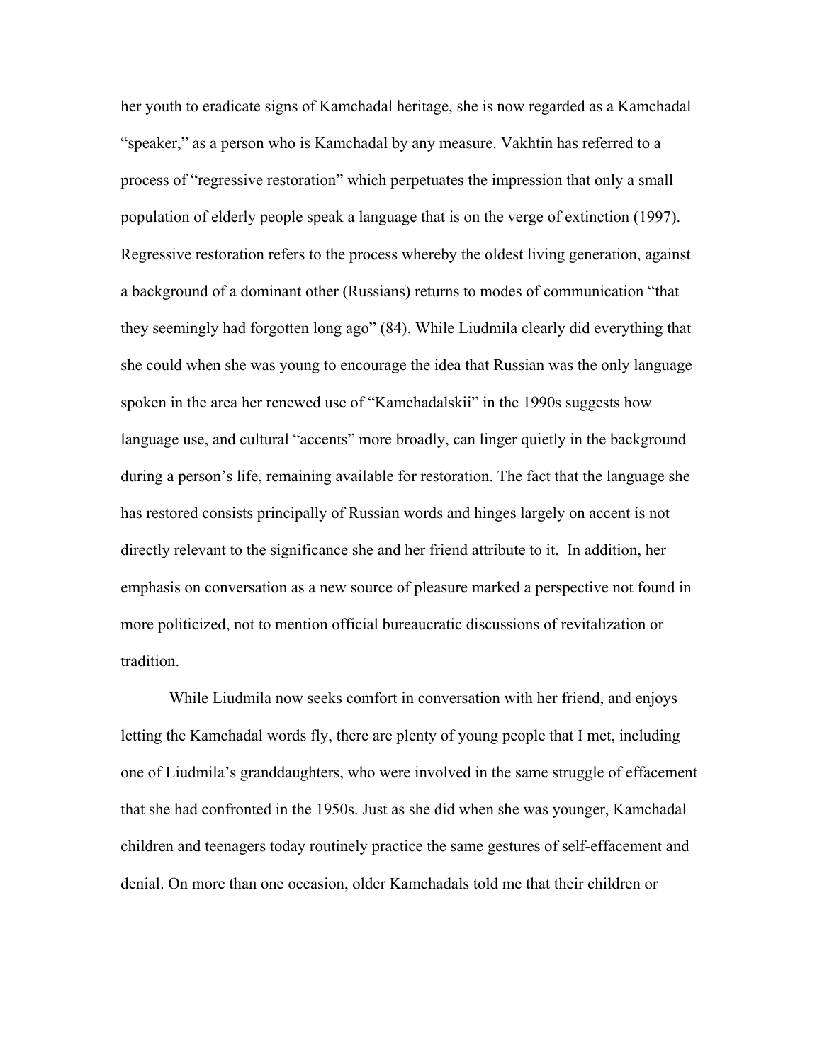her youth to eradicate signs of Kamchadal heritage, she is now regarded as a Kamchadal "speaker," as a person who is Kamchadal by any measure. Vakhtin has referred to a process of "regressive restoration" which perpetuates the impression that only a small population of elderly people speak a language that is on the verge of extinction (1997). Regressive restoration refers to the process whereby the oldest living generation, against a background of a dominant other (Russians) returns to modes of communication "that they seemingly had forgotten long ago" (84). While Liudmila clearly did everything that she could when she was young to encourage the idea that Russian was the only language spoken in the area her renewed use of "Kamchadalskii" in the 1990s suggests how language use, and cultural "accents" more broadly, can linger quietly in the background during a person's life, remaining available for restoration. The fact that the language she has restored consists principally of Russian words and hinges largely on accent is not directly relevant to the significance she and her friend attribute to it. In addition, her emphasis on conversation as a new source of pleasure marked a perspective not found in more politicized, not to mention official bureaucratic discussions of revitalization or tradition.

While Liudmila now seeks comfort in conversation with her friend, and enjoys letting the Kamchadal words fly, there are plenty of young people that I met, including one of Liudmila's granddaughters, who were involved in the same struggle of effacement that she had confronted in the 1950s. Just as she did when she was younger, Kamchadal children and teenagers today routinely practice the same gestures of self-effacement and denial. On more than one occasion, older Kamchadals told me that their children or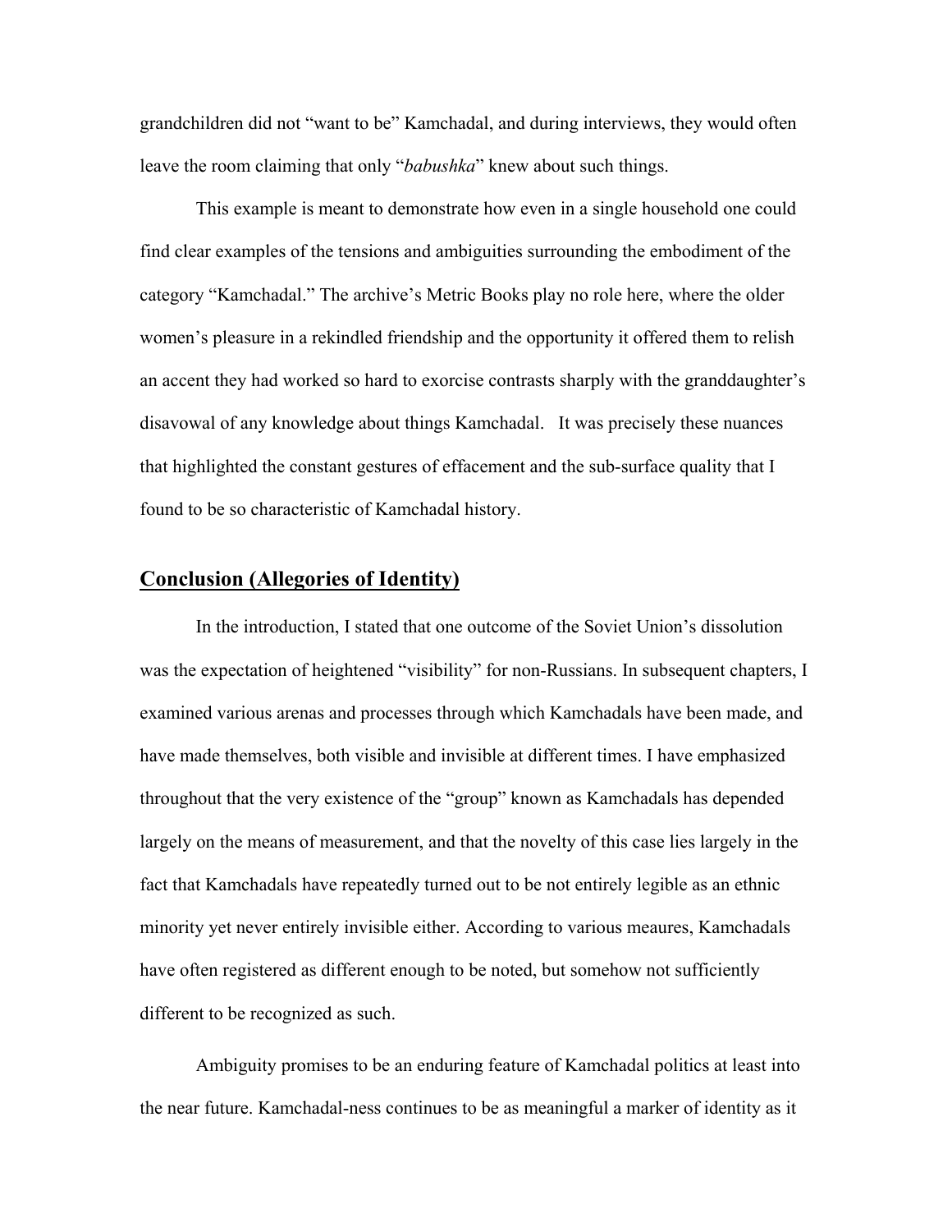grandchildren did not "want to be" Kamchadal, and during interviews, they would often leave the room claiming that only "*babushka*" knew about such things.

This example is meant to demonstrate how even in a single household one could find clear examples of the tensions and ambiguities surrounding the embodiment of the category "Kamchadal." The archive's Metric Books play no role here, where the older women's pleasure in a rekindled friendship and the opportunity it offered them to relish an accent they had worked so hard to exorcise contrasts sharply with the granddaughter's disavowal of any knowledge about things Kamchadal. It was precisely these nuances that highlighted the constant gestures of effacement and the sub-surface quality that I found to be so characteristic of Kamchadal history.

## Conclusion (Allegories of Identity)

In the introduction, I stated that one outcome of the Soviet Union's dissolution was the expectation of heightened "visibility" for non-Russians. In subsequent chapters, I examined various arenas and processes through which Kamchadals have been made, and have made themselves, both visible and invisible at different times. I have emphasized throughout that the very existence of the "group" known as Kamchadals has depended largely on the means of measurement, and that the novelty of this case lies largely in the fact that Kamchadals have repeatedly turned out to be not entirely legible as an ethnic minority yet never entirely invisible either. According to various meaures, Kamchadals have often registered as different enough to be noted, but somehow not sufficiently different to be recognized as such.

Ambiguity promises to be an enduring feature of Kamchadal politics at least into the near future. Kamchadal-ness continues to be as meaningful a marker of identity as it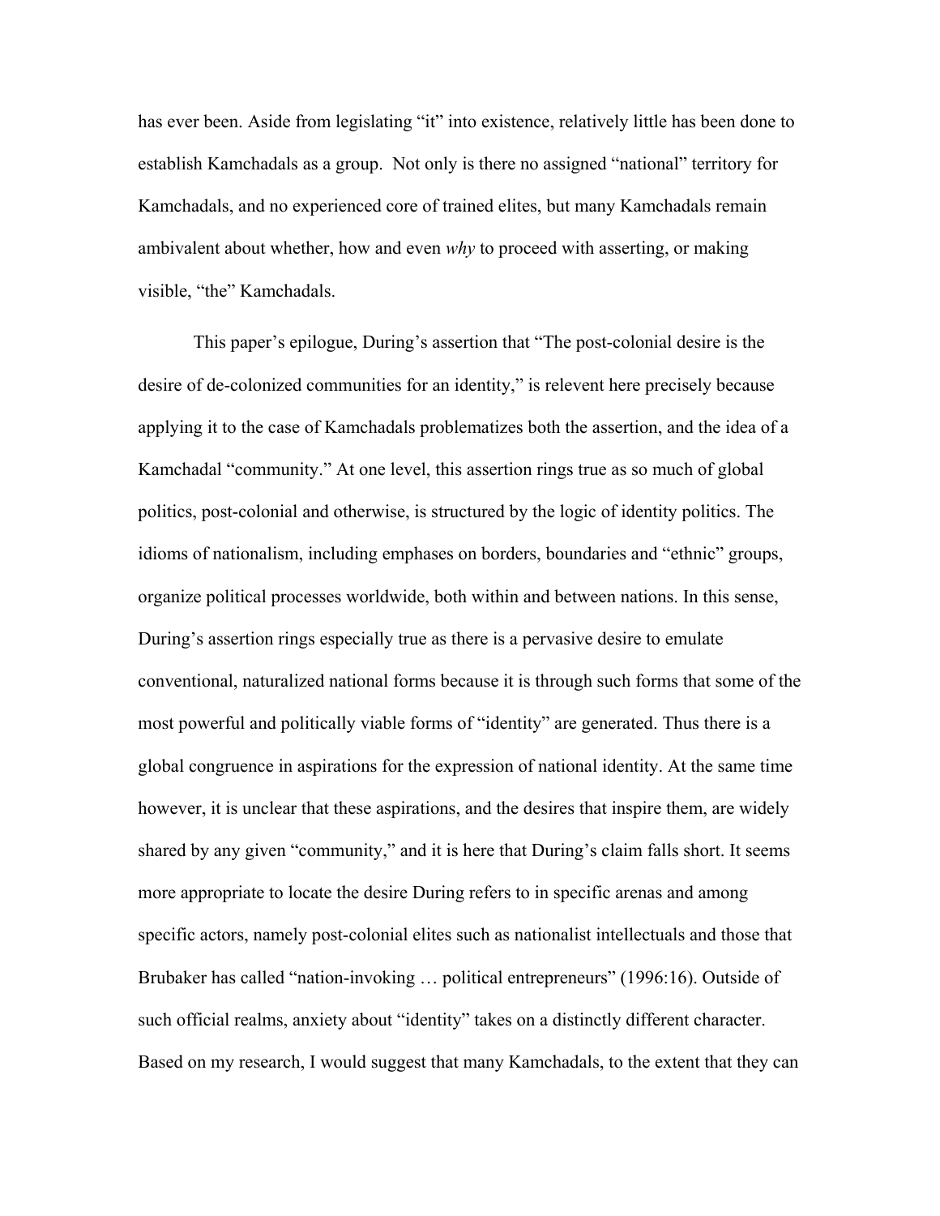has ever been. Aside from legislating "it" into existence, relatively little has been done to establish Kamchadals as a group. Not only is there no assigned "national" territory for Kamchadals, and no experienced core of trained elites, but many Kamchadals remain ambivalent about whether, how and even *why* to proceed with asserting, or making visible, "the" Kamchadals.

This paper's epilogue, During's assertion that "The post-colonial desire is the desire of de-colonized communities for an identity," is relevent here precisely because applying it to the case of Kamchadals problematizes both the assertion, and the idea of a Kamchadal "community." At one level, this assertion rings true as so much of global politics, post-colonial and otherwise, is structured by the logic of identity politics. The idioms of nationalism, including emphases on borders, boundaries and "ethnic" groups, organize political processes worldwide, both within and between nations. In this sense, During's assertion rings especially true as there is a pervasive desire to emulate conventional, naturalized national forms because it is through such forms that some of the most powerful and politically viable forms of "identity" are generated. Thus there is a global congruence in aspirations for the expression of national identity. At the same time however, it is unclear that these aspirations, and the desires that inspire them, are widely shared by any given "community," and it is here that During's claim falls short. It seems more appropriate to locate the desire During refers to in specific arenas and among specific actors, namely post-colonial elites such as nationalist intellectuals and those that Brubaker has called "nation-invoking … political entrepreneurs" (1996:16). Outside of such official realms, anxiety about "identity" takes on a distinctly different character. Based on my research, I would suggest that many Kamchadals, to the extent that they can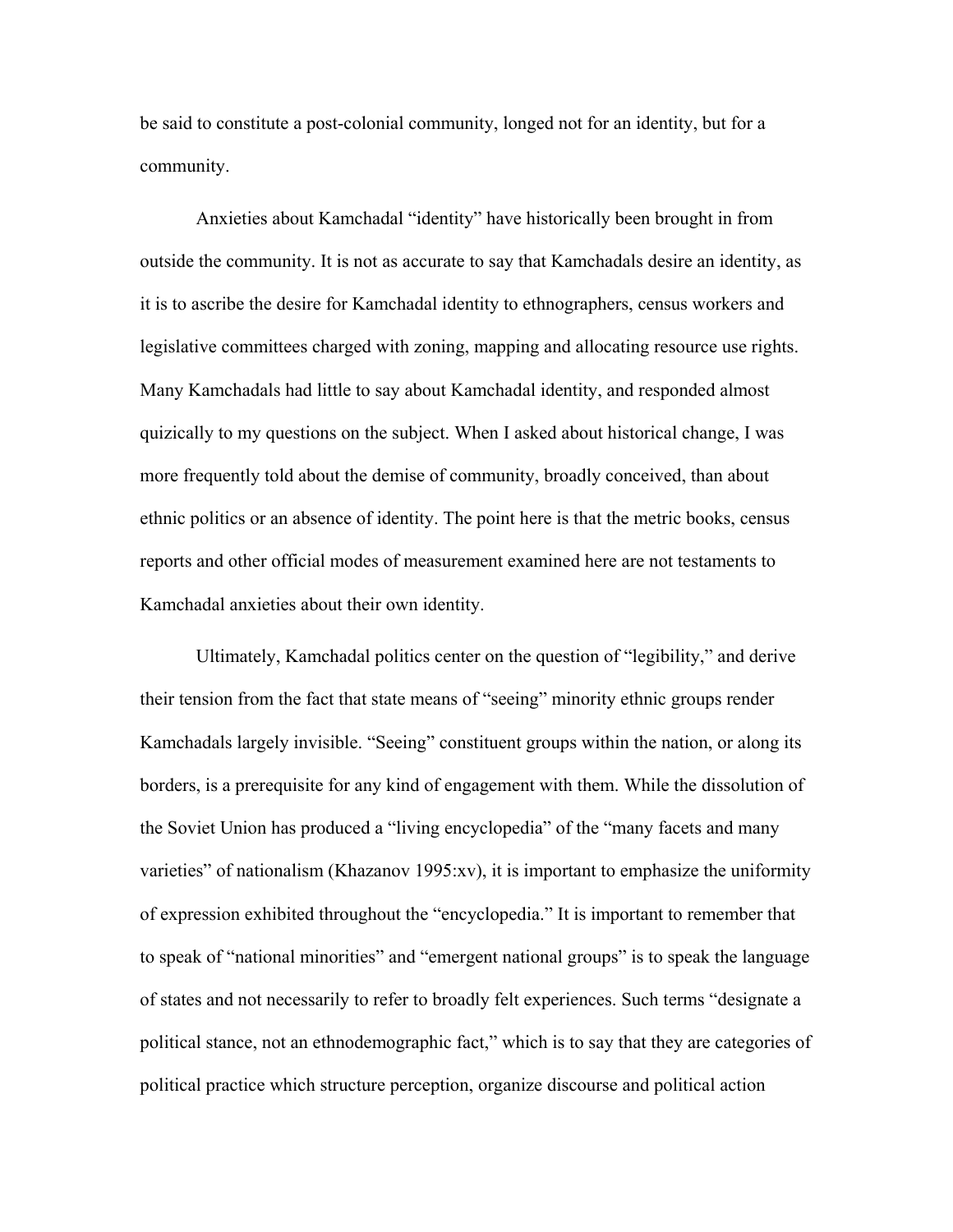be said to constitute a post-colonial community, longed not for an identity, but for a community.

Anxieties about Kamchadal "identity" have historically been brought in from outside the community. It is not as accurate to say that Kamchadals desire an identity, as it is to ascribe the desire for Kamchadal identity to ethnographers, census workers and legislative committees charged with zoning, mapping and allocating resource use rights. Many Kamchadals had little to say about Kamchadal identity, and responded almost quizically to my questions on the subject. When I asked about historical change, I was more frequently told about the demise of community, broadly conceived, than about ethnic politics or an absence of identity. The point here is that the metric books, census reports and other official modes of measurement examined here are not testaments to Kamchadal anxieties about their own identity.

Ultimately, Kamchadal politics center on the question of "legibility," and derive their tension from the fact that state means of "seeing" minority ethnic groups render Kamchadals largely invisible. "Seeing" constituent groups within the nation, or along its borders, is a prerequisite for any kind of engagement with them. While the dissolution of the Soviet Union has produced a "living encyclopedia" of the "many facets and many varieties" of nationalism (Khazanov 1995:xv), it is important to emphasize the uniformity of expression exhibited throughout the "encyclopedia." It is important to remember that to speak of "national minorities" and "emergent national groups" is to speak the language of states and not necessarily to refer to broadly felt experiences. Such terms "designate a political stance, not an ethnodemographic fact," which is to say that they are categories of political practice which structure perception, organize discourse and political action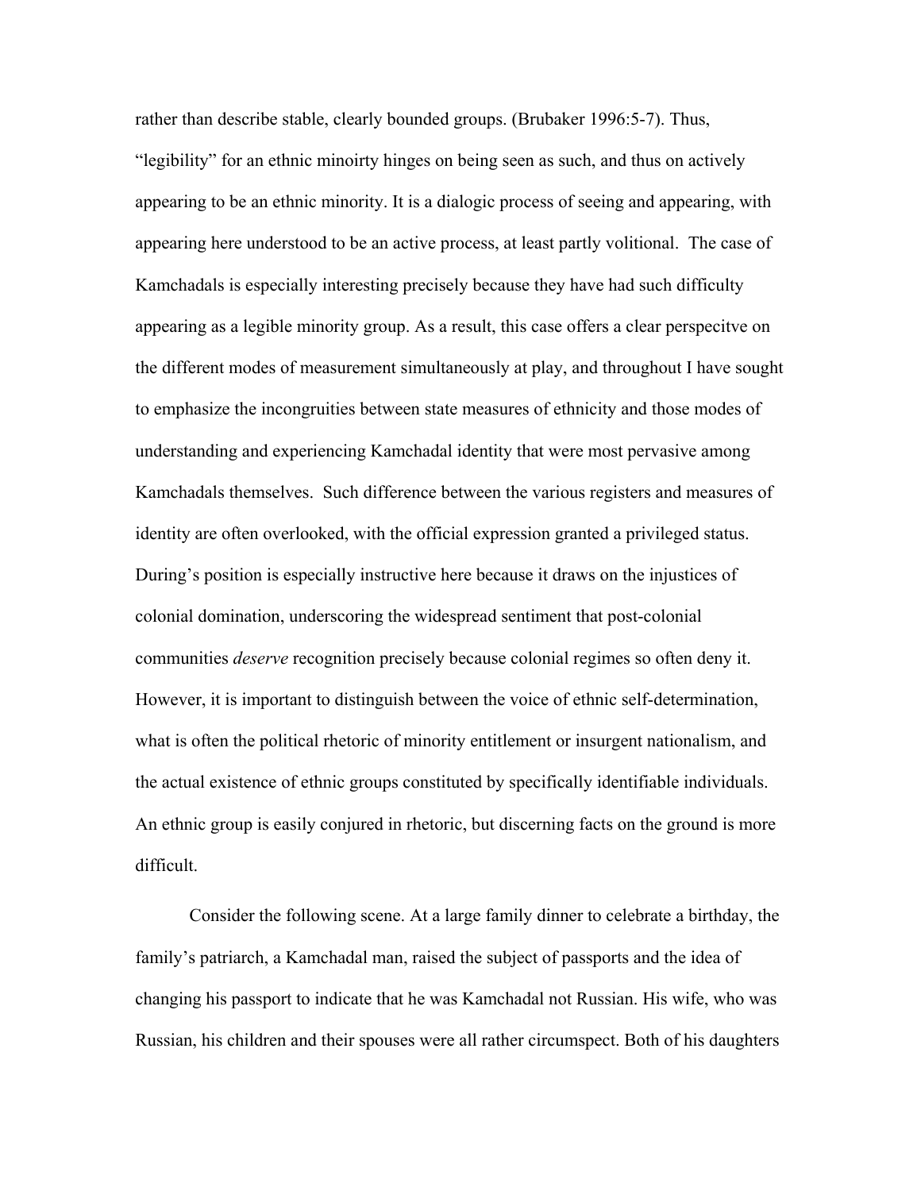rather than describe stable, clearly bounded groups. (Brubaker 1996:5-7). Thus, "legibility" for an ethnic minoirty hinges on being seen as such, and thus on actively appearing to be an ethnic minority. It is a dialogic process of seeing and appearing, with appearing here understood to be an active process, at least partly volitional. The case of Kamchadals is especially interesting precisely because they have had such difficulty appearing as a legible minority group. As a result, this case offers a clear perspecitve on the different modes of measurement simultaneously at play, and throughout I have sought to emphasize the incongruities between state measures of ethnicity and those modes of understanding and experiencing Kamchadal identity that were most pervasive among Kamchadals themselves. Such difference between the various registers and measures of identity are often overlooked, with the official expression granted a privileged status. During's position is especially instructive here because it draws on the injustices of colonial domination, underscoring the widespread sentiment that post-colonial communities *deserve* recognition precisely because colonial regimes so often deny it. However, it is important to distinguish between the voice of ethnic self-determination, what is often the political rhetoric of minority entitlement or insurgent nationalism, and the actual existence of ethnic groups constituted by specifically identifiable individuals. An ethnic group is easily conjured in rhetoric, but discerning facts on the ground is more difficult.

Consider the following scene. At a large family dinner to celebrate a birthday, the family's patriarch, a Kamchadal man, raised the subject of passports and the idea of changing his passport to indicate that he was Kamchadal not Russian. His wife, who was Russian, his children and their spouses were all rather circumspect. Both of his daughters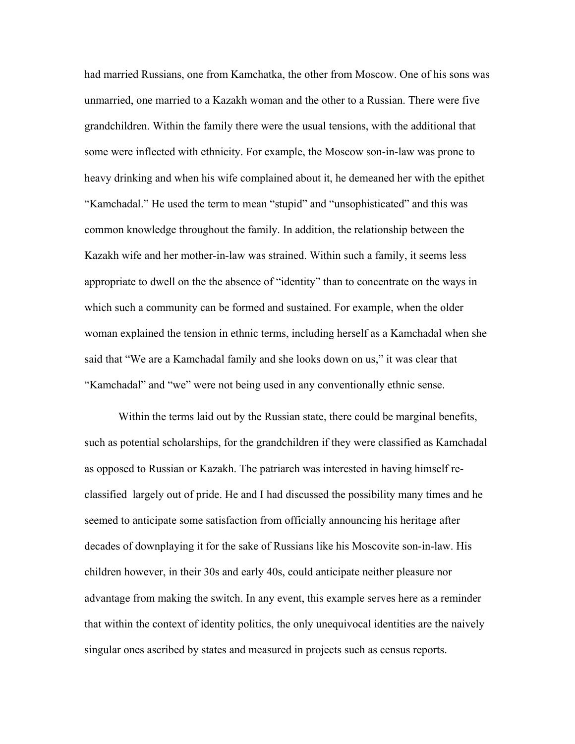had married Russians, one from Kamchatka, the other from Moscow. One of his sons was unmarried, one married to a Kazakh woman and the other to a Russian. There were five grandchildren. Within the family there were the usual tensions, with the additional that some were inflected with ethnicity. For example, the Moscow son-in-law was prone to heavy drinking and when his wife complained about it, he demeaned her with the epithet "Kamchadal." He used the term to mean "stupid" and "unsophisticated" and this was common knowledge throughout the family. In addition, the relationship between the Kazakh wife and her mother-in-law was strained. Within such a family, it seems less appropriate to dwell on the the absence of "identity" than to concentrate on the ways in which such a community can be formed and sustained. For example, when the older woman explained the tension in ethnic terms, including herself as a Kamchadal when she said that "We are a Kamchadal family and she looks down on us," it was clear that "Kamchadal" and "we" were not being used in any conventionally ethnic sense.

Within the terms laid out by the Russian state, there could be marginal benefits, such as potential scholarships, for the grandchildren if they were classified as Kamchadal as opposed to Russian or Kazakh. The patriarch was interested in having himself re-classified largely out of pride. He and I had discussed the possibility many times and he seemed to anticipate some satisfaction from officially announcing his heritage after decades of downplaying it for the sake of Russians like his Moscovite son-in-law. His children however, in their 30s and early 40s, could anticipate neither pleasure nor advantage from making the switch. In any event, this example serves here as a reminder that within the context of identity politics, the only unequivocal identities are the naively singular ones ascribed by states and measured in projects such as census reports.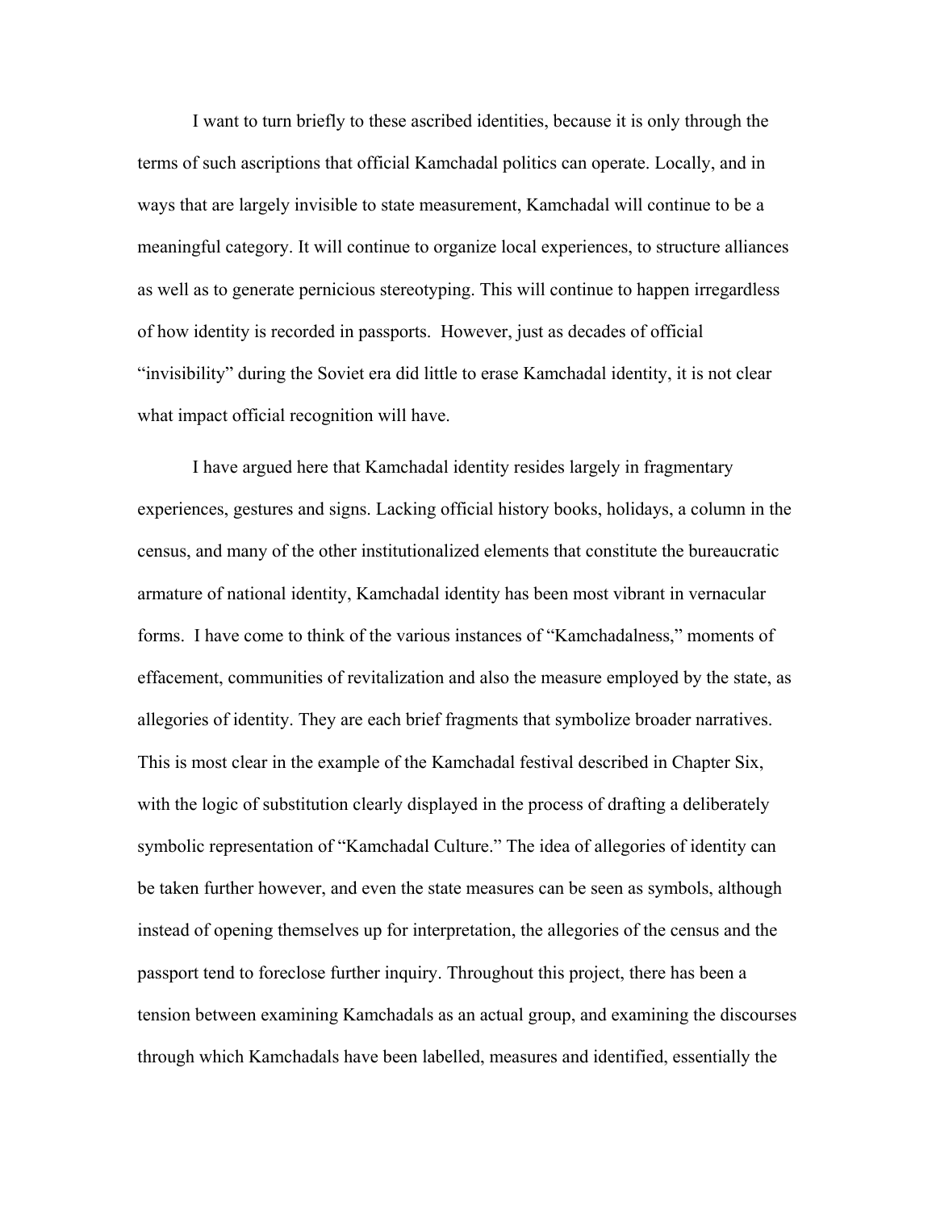I want to turn briefly to these ascribed identities, because it is only through the terms of such ascriptions that official Kamchadal politics can operate. Locally, and in ways that are largely invisible to state measurement, Kamchadal will continue to be a meaningful category. It will continue to organize local experiences, to structure alliances as well as to generate pernicious stereotyping. This will continue to happen irregardless of how identity is recorded in passports. However, just as decades of official "invisibility" during the Soviet era did little to erase Kamchadal identity, it is not clear what impact official recognition will have.

I have argued here that Kamchadal identity resides largely in fragmentary experiences, gestures and signs. Lacking official history books, holidays, a column in the census, and many of the other institutionalized elements that constitute the bureaucratic armature of national identity, Kamchadal identity has been most vibrant in vernacular forms. I have come to think of the various instances of "Kamchadalness," moments of effacement, communities of revitalization and also the measure employed by the state, as allegories of identity. They are each brief fragments that symbolize broader narratives. This is most clear in the example of the Kamchadal festival described in Chapter Six, with the logic of substitution clearly displayed in the process of drafting a deliberately symbolic representation of "Kamchadal Culture." The idea of allegories of identity can be taken further however, and even the state measures can be seen as symbols, although instead of opening themselves up for interpretation, the allegories of the census and the passport tend to foreclose further inquiry. Throughout this project, there has been a tension between examining Kamchadals as an actual group, and examining the discourses through which Kamchadals have been labelled, measures and identified, essentially the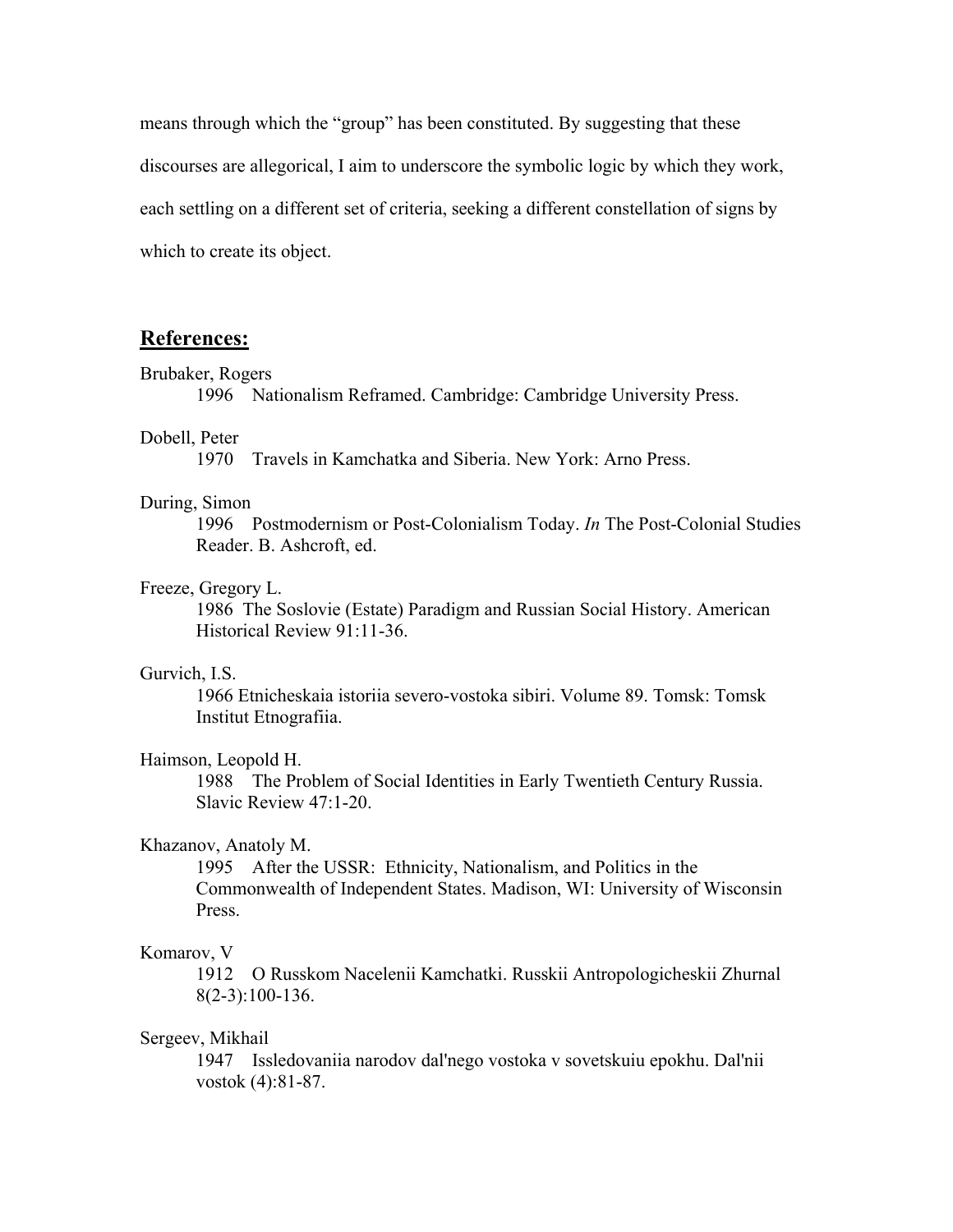means through which the "group" has been constituted. By suggesting that these discourses are allegorical, I aim to underscore the symbolic logic by which they work, each settling on a different set of criteria, seeking a different constellation of signs by which to create its object.

## References:

Brubaker, Rogers
1996 Nationalism Reframed. Cambridge: Cambridge University Press.

Dobell, Peter
1970 Travels in Kamchatka and Siberia. New York: Arno Press.

During, Simon
1996 Postmodernism or Post-Colonialism Today. *In* The Post-Colonial Studies Reader. B. Ashcroft, ed.

Freeze, Gregory L.
1986 The Soslovie (Estate) Paradigm and Russian Social History. American Historical Review 91:11-36.

Gurvich, I.S.
1966 Etnicheskaia istoriia severo-vostoka sibiri. Volume 89. Tomsk: Tomsk Institut Etnografiia.

Haimson, Leopold H.
1988 The Problem of Social Identities in Early Twentieth Century Russia. Slavic Review 47:1-20.

Khazanov, Anatoly M.
1995 After the USSR: Ethnicity, Nationalism, and Politics in the Commonwealth of Independent States. Madison, WI: University of Wisconsin Press.

Komarov, V
1912 O Russkom Nacelenii Kamchatki. Russkii Antropologicheskii Zhurnal 8(2-3):100-136.

Sergeev, Mikhail
1947 Issledovaniia narodov dal'nego vostoka v sovetskuiu epokhu. Dal'nii vostok (4):81-87.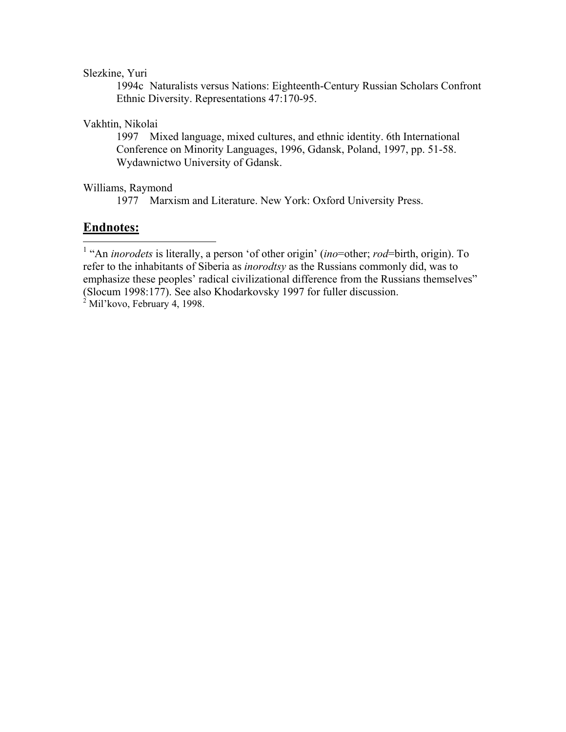Slezkine, Yuri

1994c Naturalists versus Nations: Eighteenth-Century Russian Scholars Confront Ethnic Diversity. Representations 47:170-95.

Vakhtin, Nikolai

1997 Mixed language, mixed cultures, and ethnic identity. 6th International Conference on Minority Languages, 1996, Gdansk, Poland, 1997, pp. 51-58. Wydawnictwo University of Gdansk.

Williams, Raymond

1977 Marxism and Literature. New York: Oxford University Press.

## Endnotes:

[1] "An *inorodets* is literally, a person 'of other origin' (*ino*=other; *rod*=birth, origin). To refer to the inhabitants of Siberia as *inorodtsy* as the Russians commonly did, was to emphasize these peoples' radical civilizational difference from the Russians themselves" (Slocum 1998:177). See also Khodarkovsky 1997 for fuller discussion.

[2] Mil'kovo, February 4, 1998.